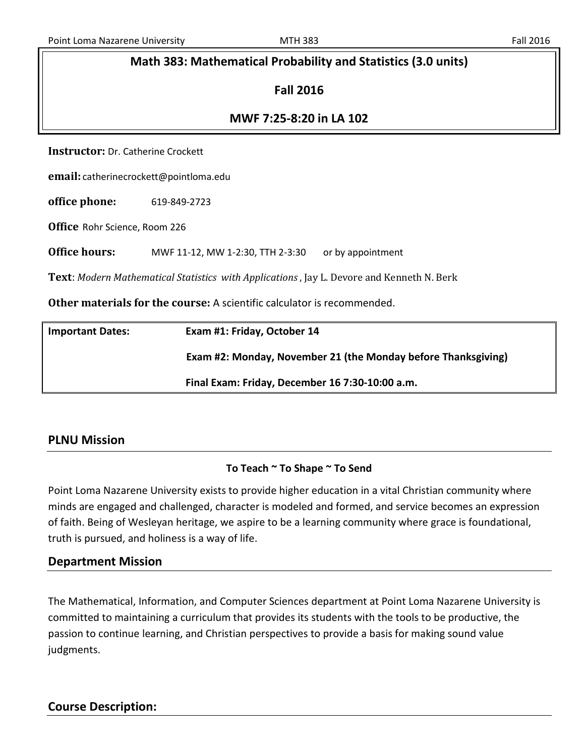# Math 383: Mathematical Probability and Statistics (3.0 units)

**Fall 2016**

**MWF 7:25-8:20 in LA 102**

**Instructor:** Dr. Catherine Crockett

**email:** catherinecrockett@pointloma.edu

**office phone:** 619-849-2723

**Office** Rohr Science, Room 226

**Office hours:** MWF 11-12, MW 1-2:30, TTH 2-3:30 or by appointment

**Text**: *Modern Mathematical Statistics with Applications*, Jay L. Devore and Kenneth N. Berk

**Other materials for the course:** A scientific calculator is recommended.

| **Important Dates:** | **Exam #1: Friday, October 14** |
|---|---|
| | **Exam #2: Monday, November 21 (the Monday before Thanksgiving)** |
| | **Final Exam: Friday, December 16 7:30-10:00 a.m.** |

## PLNU Mission

**To Teach ~ To Shape ~ To Send**

Point Loma Nazarene University exists to provide higher education in a vital Christian community where minds are engaged and challenged, character is modeled and formed, and service becomes an expression of faith. Being of Wesleyan heritage, we aspire to be a learning community where grace is foundational, truth is pursued, and holiness is a way of life.

## Department Mission

The Mathematical, Information, and Computer Sciences department at Point Loma Nazarene University is committed to maintaining a curriculum that provides its students with the tools to be productive, the passion to continue learning, and Christian perspectives to provide a basis for making sound value judgments.

## Course Description: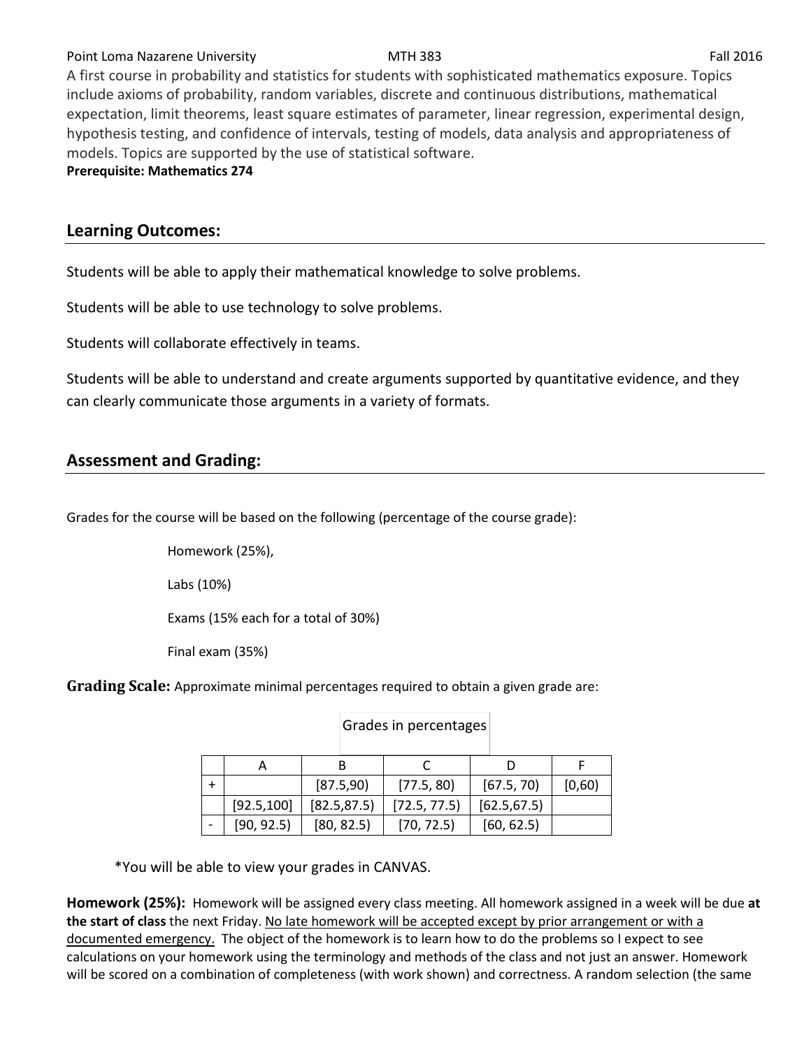Point Loma Nazarene University MTH 383 Fall 2016

A first course in probability and statistics for students with sophisticated mathematics exposure. Topics include axioms of probability, random variables, discrete and continuous distributions, mathematical expectation, limit theorems, least square estimates of parameter, linear regression, experimental design, hypothesis testing, and confidence of intervals, testing of models, data analysis and appropriateness of models. Topics are supported by the use of statistical software.

**Prerequisite: Mathematics 274**

## Learning Outcomes:

Students will be able to apply their mathematical knowledge to solve problems.

Students will be able to use technology to solve problems.

Students will collaborate effectively in teams.

Students will be able to understand and create arguments supported by quantitative evidence, and they can clearly communicate those arguments in a variety of formats.

## Assessment and Grading:

Grades for the course will be based on the following (percentage of the course grade):

Homework (25%),

Labs (10%)

Exams (15% each for a total of 30%)

Final exam (35%)

**Grading Scale:** Approximate minimal percentages required to obtain a given grade are:

Grades in percentages

| | A | B | C | D | F |
|---|---|---|---|---|---|
| + | | [87.5,90) | [77.5, 80) | [67.5, 70) | [0,60) |
| | [92.5,100] | [82.5,87.5) | [72.5, 77.5) | [62.5,67.5) | |
| - | [90, 92.5) | [80, 82.5) | [70, 72.5) | [60, 62.5) | |

*You will be able to view your grades in CANVAS.

**Homework (25%):** Homework will be assigned every class meeting. All homework assigned in a week will be due **at the start of class** the next Friday. <u>No late homework will be accepted except by prior arrangement or with a documented emergency.</u> The object of the homework is to learn how to do the problems so I expect to see calculations on your homework using the terminology and methods of the class and not just an answer. Homework will be scored on a combination of completeness (with work shown) and correctness. A random selection (the same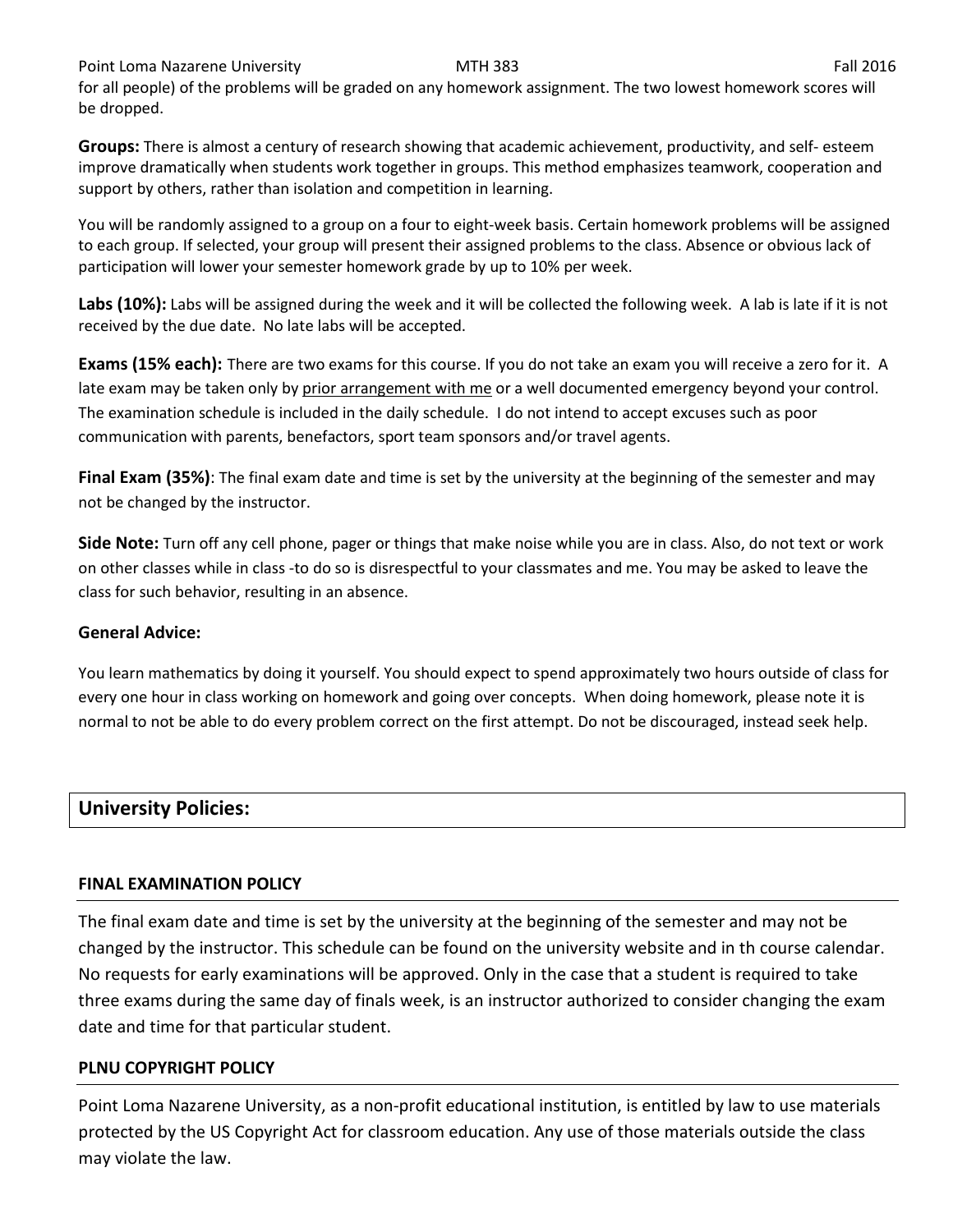for all people) of the problems will be graded on any homework assignment. The two lowest homework scores will be dropped.

**Groups:** There is almost a century of research showing that academic achievement, productivity, and self- esteem improve dramatically when students work together in groups. This method emphasizes teamwork, cooperation and support by others, rather than isolation and competition in learning.

You will be randomly assigned to a group on a four to eight-week basis. Certain homework problems will be assigned to each group. If selected, your group will present their assigned problems to the class. Absence or obvious lack of participation will lower your semester homework grade by up to 10% per week.

**Labs (10%):** Labs will be assigned during the week and it will be collected the following week. A lab is late if it is not received by the due date. No late labs will be accepted.

**Exams (15% each):** There are two exams for this course. If you do not take an exam you will receive a zero for it. A late exam may be taken only by prior arrangement with me or a well documented emergency beyond your control. The examination schedule is included in the daily schedule. I do not intend to accept excuses such as poor communication with parents, benefactors, sport team sponsors and/or travel agents.

**Final Exam (35%)**: The final exam date and time is set by the university at the beginning of the semester and may not be changed by the instructor.

**Side Note:** Turn off any cell phone, pager or things that make noise while you are in class. Also, do not text or work on other classes while in class -to do so is disrespectful to your classmates and me. You may be asked to leave the class for such behavior, resulting in an absence.

**General Advice:**

You learn mathematics by doing it yourself. You should expect to spend approximately two hours outside of class for every one hour in class working on homework and going over concepts. When doing homework, please note it is normal to not be able to do every problem correct on the first attempt. Do not be discouraged, instead seek help.

## University Policies:

### FINAL EXAMINATION POLICY

The final exam date and time is set by the university at the beginning of the semester and may not be changed by the instructor. This schedule can be found on the university website and in th course calendar. No requests for early examinations will be approved. Only in the case that a student is required to take three exams during the same day of finals week, is an instructor authorized to consider changing the exam date and time for that particular student.

### PLNU COPYRIGHT POLICY

Point Loma Nazarene University, as a non-profit educational institution, is entitled by law to use materials protected by the US Copyright Act for classroom education. Any use of those materials outside the class may violate the law.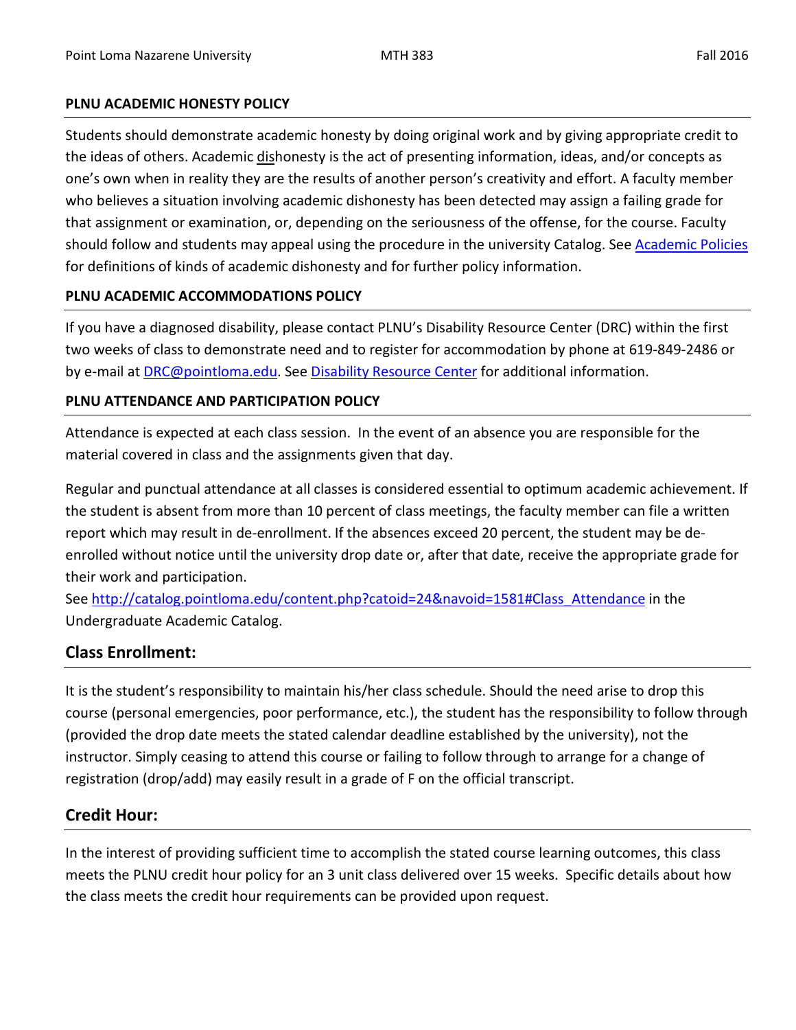### PLNU ACADEMIC HONESTY POLICY

Students should demonstrate academic honesty by doing original work and by giving appropriate credit to the ideas of others. Academic dishonesty is the act of presenting information, ideas, and/or concepts as one's own when in reality they are the results of another person's creativity and effort. A faculty member who believes a situation involving academic dishonesty has been detected may assign a failing grade for that assignment or examination, or, depending on the seriousness of the offense, for the course. Faculty should follow and students may appeal using the procedure in the university Catalog. See [Academic Policies](Academic Policies) for definitions of kinds of academic dishonesty and for further policy information.

### PLNU ACADEMIC ACCOMMODATIONS POLICY

If you have a diagnosed disability, please contact PLNU's Disability Resource Center (DRC) within the first two weeks of class to demonstrate need and to register for accommodation by phone at 619-849-2486 or by e-mail at [DRC@pointloma.edu](mailto:DRC@pointloma.edu). See [Disability Resource Center](Disability Resource Center) for additional information.

### PLNU ATTENDANCE AND PARTICIPATION POLICY

Attendance is expected at each class session. In the event of an absence you are responsible for the material covered in class and the assignments given that day.

Regular and punctual attendance at all classes is considered essential to optimum academic achievement. If the student is absent from more than 10 percent of class meetings, the faculty member can file a written report which may result in de-enrollment. If the absences exceed 20 percent, the student may be de-enrolled without notice until the university drop date or, after that date, receive the appropriate grade for their work and participation.
See [http://catalog.pointloma.edu/content.php?catoid=24&navoid=1581#Class_Attendance](http://catalog.pointloma.edu/content.php?catoid=24&navoid=1581#Class_Attendance) in the Undergraduate Academic Catalog.

## Class Enrollment:

It is the student's responsibility to maintain his/her class schedule. Should the need arise to drop this course (personal emergencies, poor performance, etc.), the student has the responsibility to follow through (provided the drop date meets the stated calendar deadline established by the university), not the instructor. Simply ceasing to attend this course or failing to follow through to arrange for a change of registration (drop/add) may easily result in a grade of F on the official transcript.

## Credit Hour:

In the interest of providing sufficient time to accomplish the stated course learning outcomes, this class meets the PLNU credit hour policy for an 3 unit class delivered over 15 weeks. Specific details about how the class meets the credit hour requirements can be provided upon request.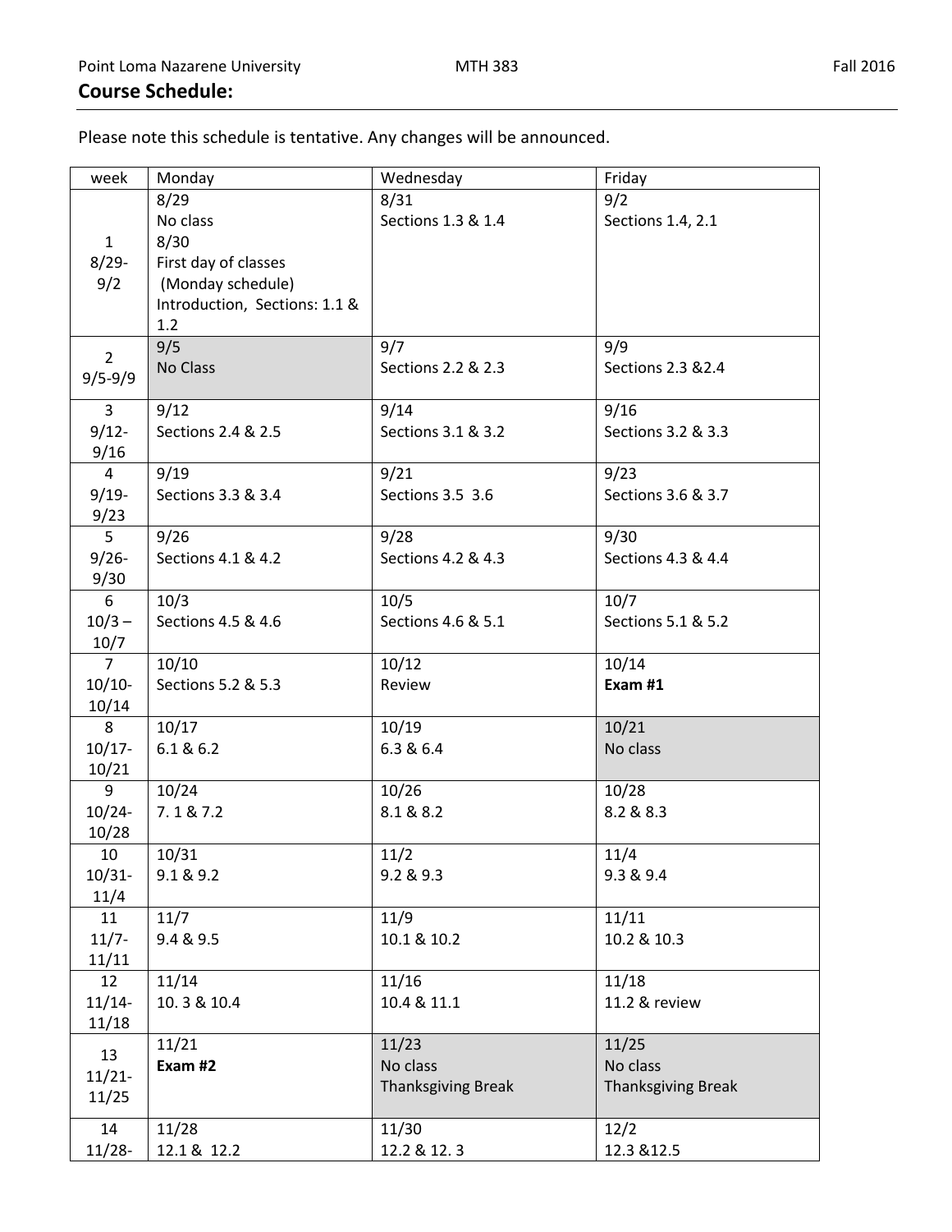## Course Schedule:

Please note this schedule is tentative. Any changes will be announced.

| week | Monday | Wednesday | Friday |
|---|---|---|---|
| 1 8/29-9/2 | 8/29 No class 8/30 First day of classes (Monday schedule) Introduction, Sections: 1.1 & 1.2 | 8/31 Sections 1.3 & 1.4 | 9/2 Sections 1.4, 2.1 |
| 2 9/5-9/9 | 9/5 No Class | 9/7 Sections 2.2 & 2.3 | 9/9 Sections 2.3 &2.4 |
| 3 9/12-9/16 | 9/12 Sections 2.4 & 2.5 | 9/14 Sections 3.1 & 3.2 | 9/16 Sections 3.2 & 3.3 |
| 4 9/19-9/23 | 9/19 Sections 3.3 & 3.4 | 9/21 Sections 3.5 3.6 | 9/23 Sections 3.6 & 3.7 |
| 5 9/26-9/30 | 9/26 Sections 4.1 & 4.2 | 9/28 Sections 4.2 & 4.3 | 9/30 Sections 4.3 & 4.4 |
| 6 10/3 – 10/7 | 10/3 Sections 4.5 & 4.6 | 10/5 Sections 4.6 & 5.1 | 10/7 Sections 5.1 & 5.2 |
| 7 10/10-10/14 | 10/10 Sections 5.2 & 5.3 | 10/12 Review | 10/14 **Exam #1** |
| 8 10/17-10/21 | 10/17 6.1 & 6.2 | 10/19 6.3 & 6.4 | 10/21 No class |
| 9 10/24-10/28 | 10/24 7. 1 & 7.2 | 10/26 8.1 & 8.2 | 10/28 8.2 & 8.3 |
| 10 10/31-11/4 | 10/31 9.1 & 9.2 | 11/2 9.2 & 9.3 | 11/4 9.3 & 9.4 |
| 11 11/7-11/11 | 11/7 9.4 & 9.5 | 11/9 10.1 & 10.2 | 11/11 10.2 & 10.3 |
| 12 11/14-11/18 | 11/14 10. 3 & 10.4 | 11/16 10.4 & 11.1 | 11/18 11.2 & review |
| 13 11/21-11/25 | 11/21 **Exam #2** | 11/23 No class Thanksgiving Break | 11/25 No class Thanksgiving Break |
| 14 11/28- | 11/28 12.1 & 12.2 | 11/30 12.2 & 12. 3 | 12/2 12.3 &12.5 |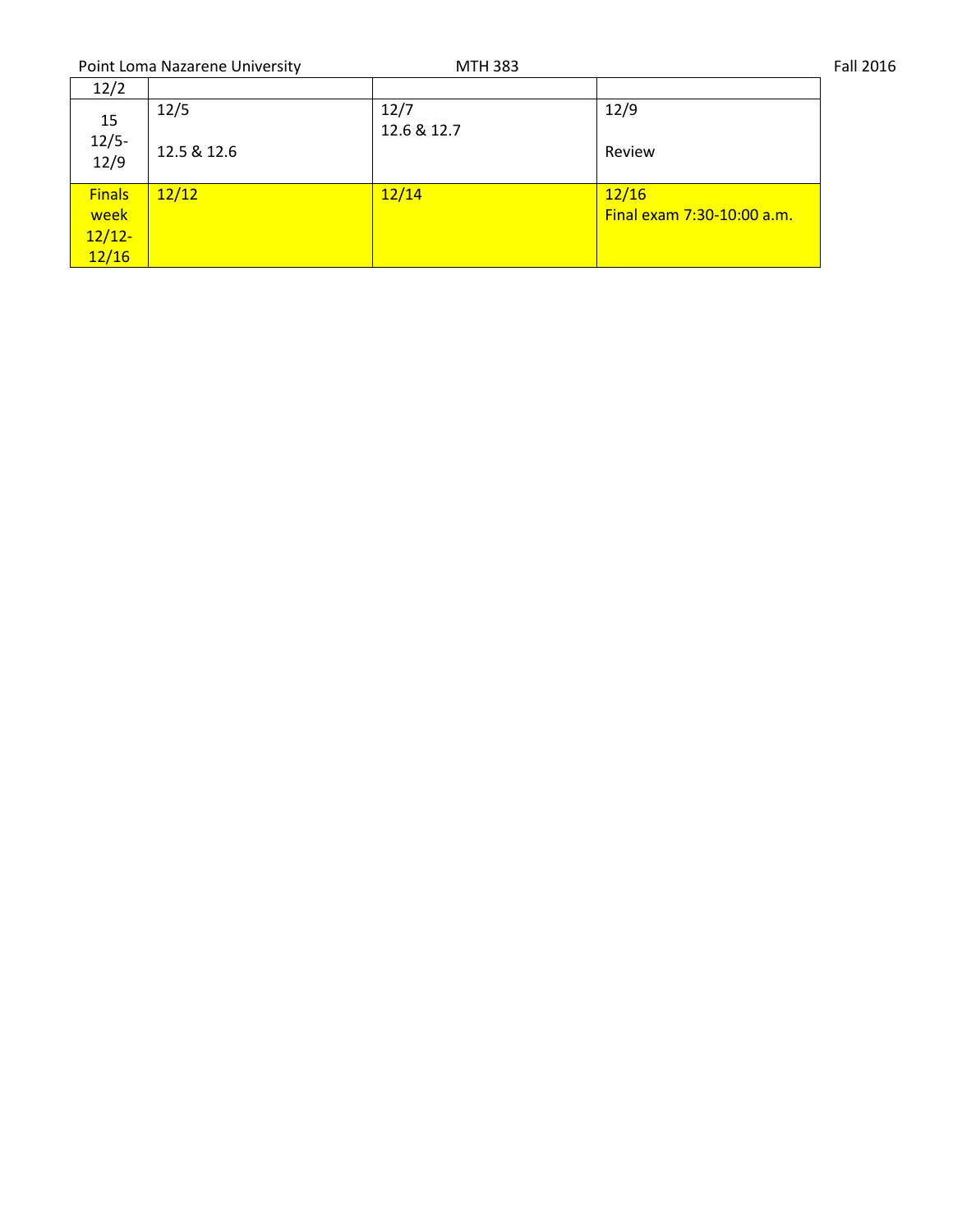| | | | |
|---|---|---|---|
| 12/2 | | | |
| 15<br>12/5-<br>12/9 | 12/5<br><br>12.5 & 12.6 | 12/7<br>12.6 & 12.7 | 12/9<br><br>Review |
| Finals week<br>12/12-<br>12/16 | 12/12 | 12/14 | 12/16<br>Final exam 7:30-10:00 a.m. |